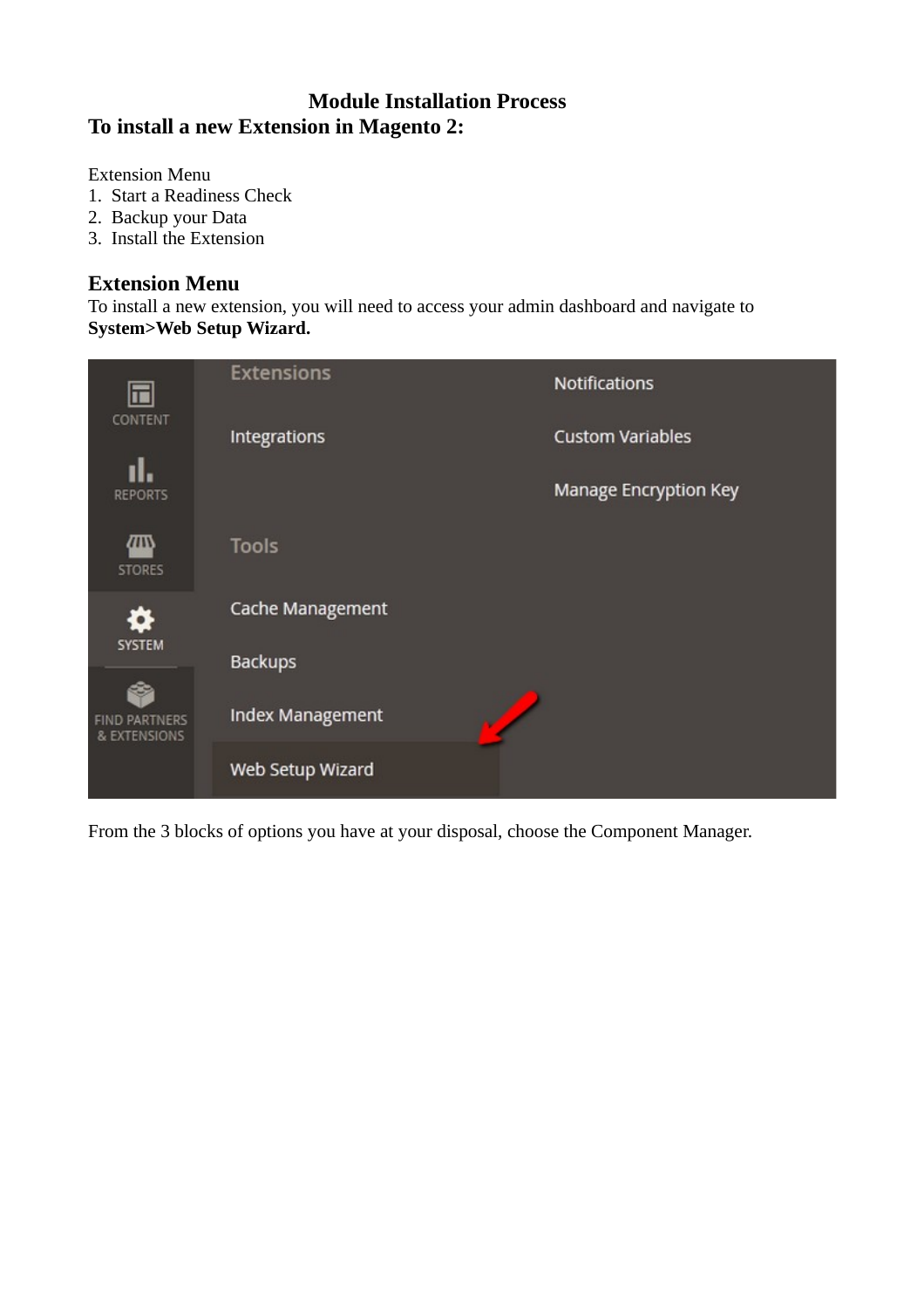# Module Installation Process

## To install a new Extension in Magento 2:

Extension Menu

1. Start a Readiness Check
2. Backup your Data
3. Install the Extension

## Extension Menu

To install a new extension, you will need to access your admin dashboard and navigate to **System>Web Setup Wizard.**

From the 3 blocks of options you have at your disposal, choose the Component Manager.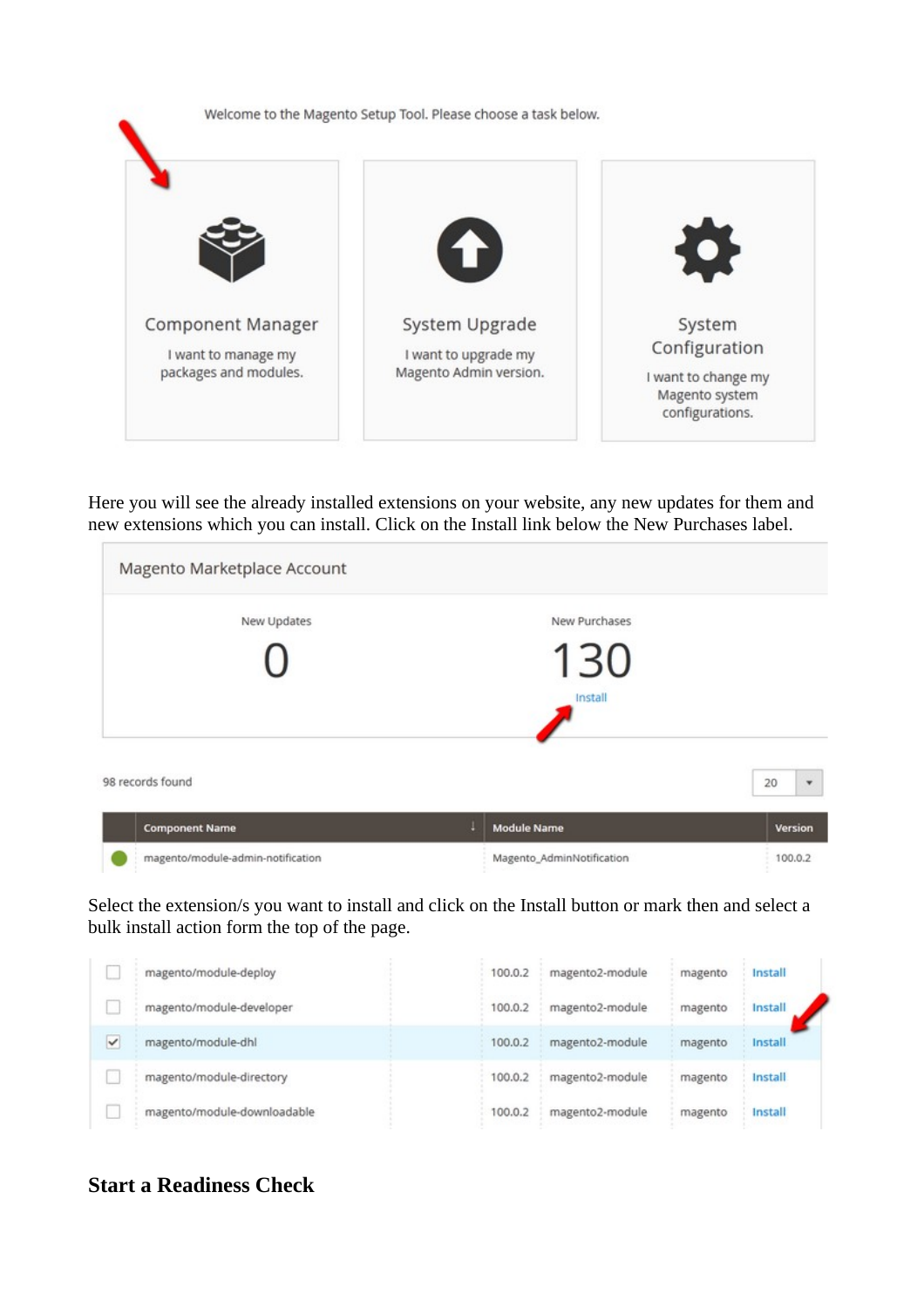Welcome to the Magento Setup Tool. Please choose a task below.

**Component Manager**
I want to manage my packages and modules.

**System Upgrade**
I want to upgrade my Magento Admin version.

**System Configuration**
I want to change my Magento system configurations.

Here you will see the already installed extensions on your website, any new updates for them and new extensions which you can install. Click on the Install link below the New Purchases label.

Magento Marketplace Account

| New Updates | New Purchases |
|---|---|
| 0 | 130 |
| | Install |

98 records found

| | Component Name | Module Name | Version |
|---|---|---|---|
| ● | magento/module-admin-notification | Magento_AdminNotification | 100.0.2 |

Select the extension/s you want to install and click on the Install button or mark then and select a bulk install action form the top of the page.

| | | | | | |
|---|---|---|---|---|---|
| ☐ | magento/module-deploy | 100.0.2 | magento2-module | magento | Install |
| ☐ | magento/module-developer | 100.0.2 | magento2-module | magento | Install |
| ☑ | magento/module-dhl | 100.0.2 | magento2-module | magento | Install |
| ☐ | magento/module-directory | 100.0.2 | magento2-module | magento | Install |
| ☐ | magento/module-downloadable | 100.0.2 | magento2-module | magento | Install |

## Start a Readiness Check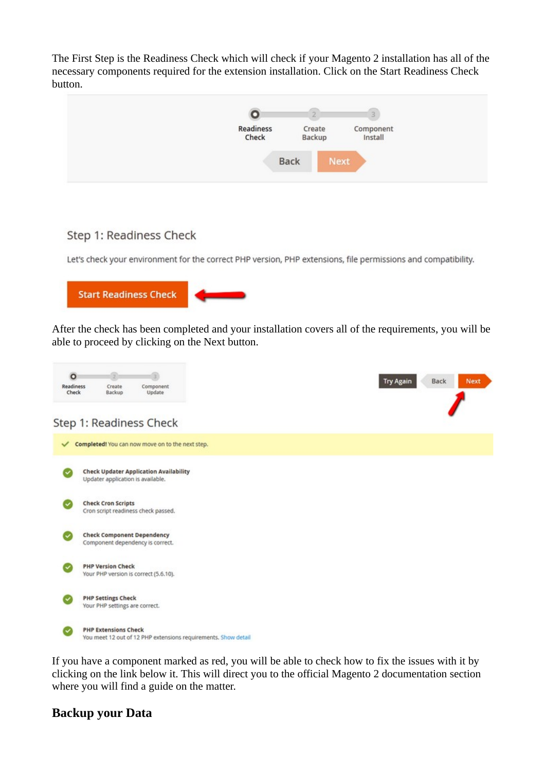The First Step is the Readiness Check which will check if your Magento 2 installation has all of the necessary components required for the extension installation. Click on the Start Readiness Check button.

Readiness Check | Create Backup | Component Install

Back | Next

Step 1: Readiness Check

Let's check your environment for the correct PHP version, PHP extensions, file permissions and compatibility.

Start Readiness Check

After the check has been completed and your installation covers all of the requirements, you will be able to proceed by clicking on the Next button.

Readiness Check | Create Backup | Component Update

Try Again | Back | Next

Step 1: Readiness Check

**Completed!** You can now move on to the next step.

**Check Updater Application Availability**
Updater application is available.

**Check Cron Scripts**
Cron script readiness check passed.

**Check Component Dependency**
Component dependency is correct.

**PHP Version Check**
Your PHP version is correct (5.6.10).

**PHP Settings Check**
Your PHP settings are correct.

**PHP Extensions Check**
You meet 12 out of 12 PHP extensions requirements. Show detail

If you have a component marked as red, you will be able to check how to fix the issues with it by clicking on the link below it. This will direct you to the official Magento 2 documentation section where you will find a guide on the matter.

## Backup your Data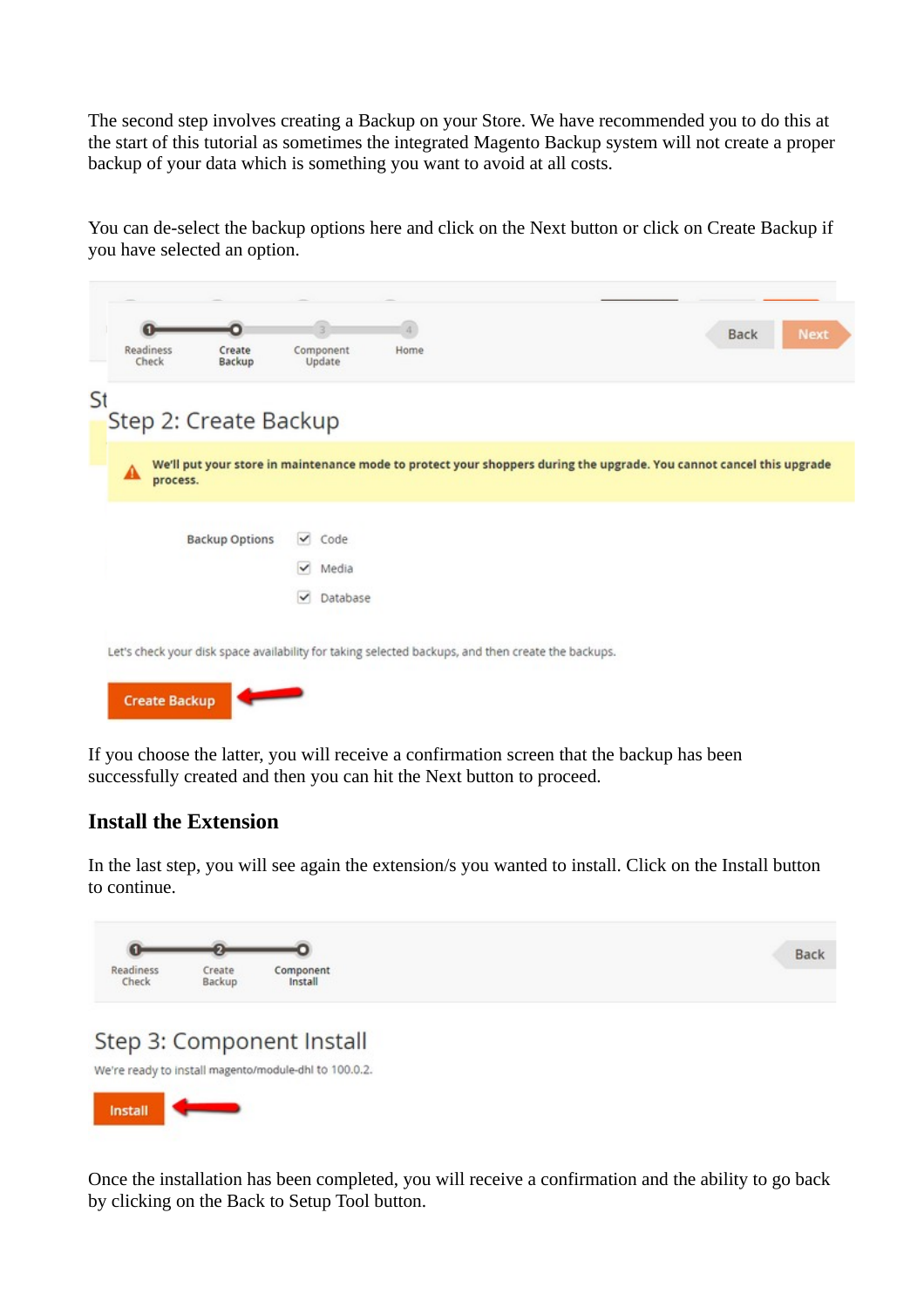The second step involves creating a Backup on your Store. We have recommended you to do this at the start of this tutorial as sometimes the integrated Magento Backup system will not create a proper backup of your data which is something you want to avoid at all costs.

You can de-select the backup options here and click on the Next button or click on Create Backup if you have selected an option.

If you choose the latter, you will receive a confirmation screen that the backup has been successfully created and then you can hit the Next button to proceed.

### Install the Extension

In the last step, you will see again the extension/s you wanted to install. Click on the Install button to continue.

Once the installation has been completed, you will receive a confirmation and the ability to go back by clicking on the Back to Setup Tool button.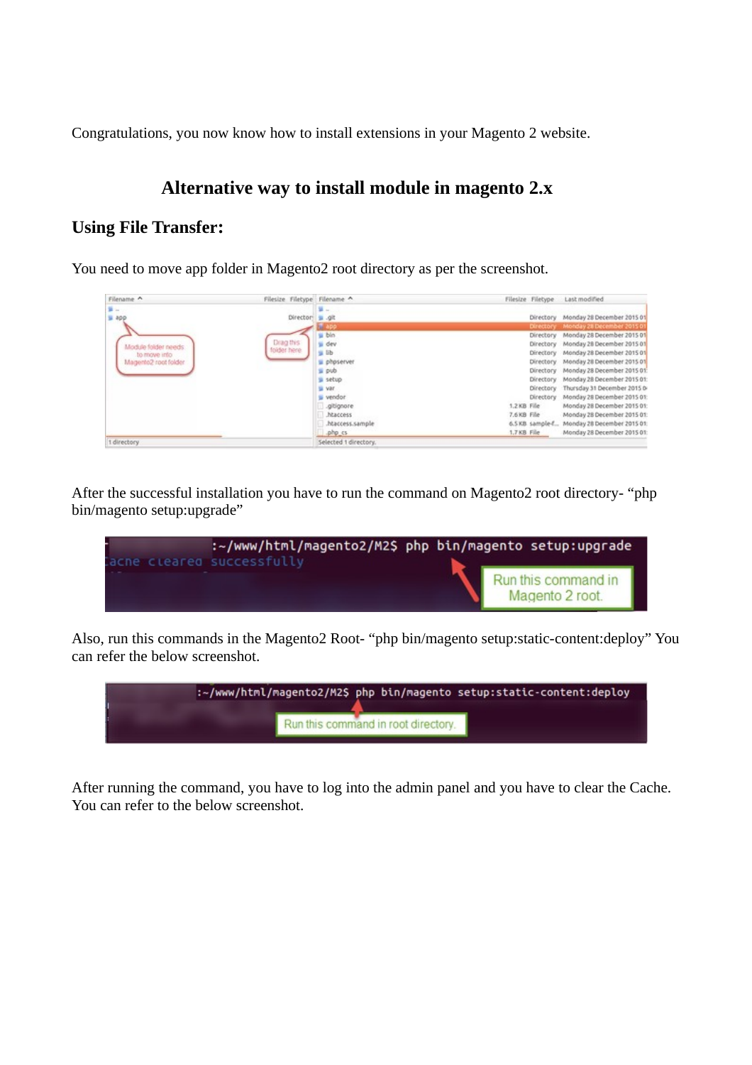Congratulations, you now know how to install extensions in your Magento 2 website.

## Alternative way to install module in magento 2.x

### Using File Transfer:

You need to move app folder in Magento2 root directory as per the screenshot.

After the successful installation you have to run the command on Magento2 root directory- “php bin/magento setup:upgrade”

Also, run this commands in the Magento2 Root- “php bin/magento setup:static-content:deploy” You can refer the below screenshot.

After running the command, you have to log into the admin panel and you have to clear the Cache. You can refer to the below screenshot.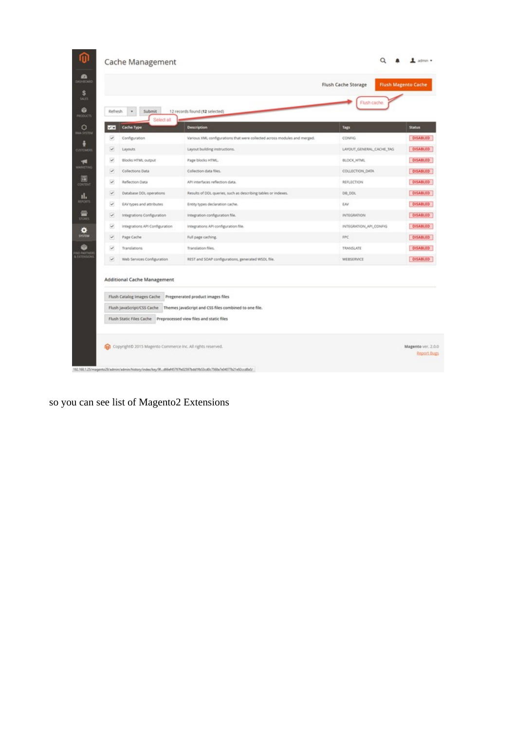so you can see list of Magento2 Extensions